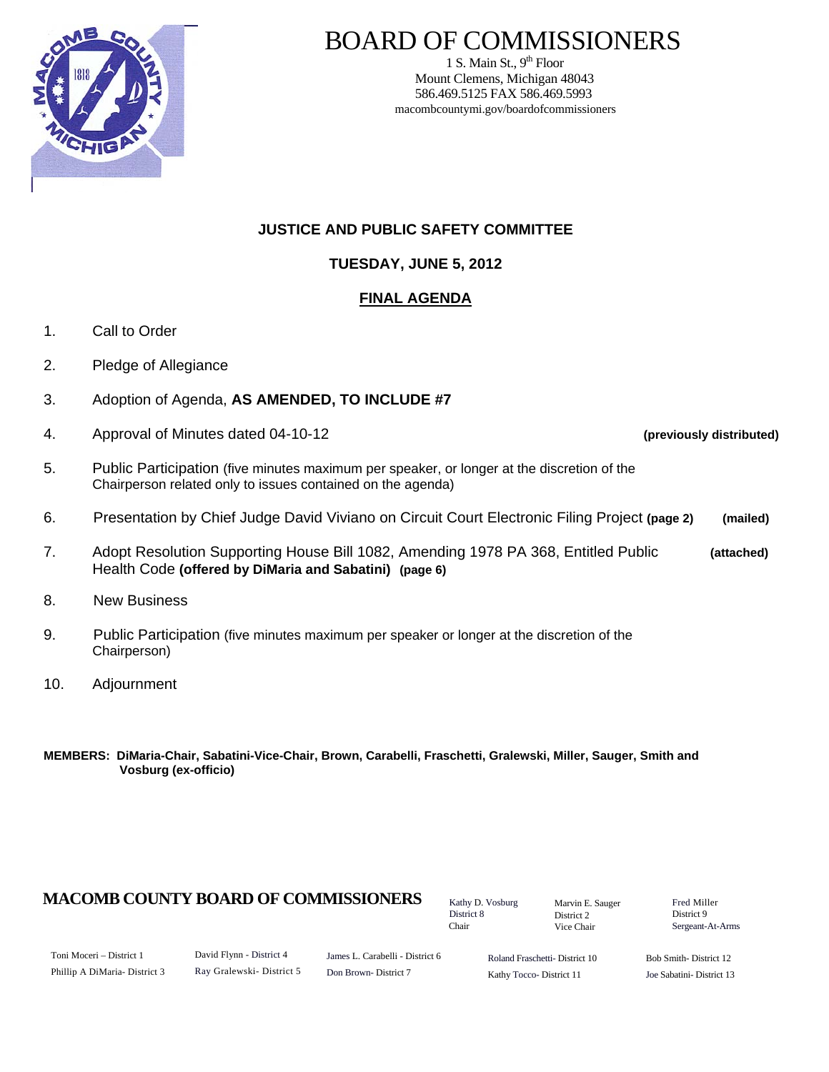# BOARD OF COMMISSIONERS

1 S. Main St., 9th Floor
Mount Clemens, Michigan 48043
586.469.5125 FAX 586.469.5993
macombcountymi.gov/boardofcommissioners

## JUSTICE AND PUBLIC SAFETY COMMITTEE

### TUESDAY, JUNE 5, 2012

### FINAL AGENDA

1. Call to Order
2. Pledge of Allegiance
3. Adoption of Agenda, **AS AMENDED, TO INCLUDE #7**
4. Approval of Minutes dated 04-10-12 **(previously distributed)**
5. Public Participation (five minutes maximum per speaker, or longer at the discretion of the Chairperson related only to issues contained on the agenda)
6. Presentation by Chief Judge David Viviano on Circuit Court Electronic Filing Project **(page 2)** **(mailed)**
7. Adopt Resolution Supporting House Bill 1082, Amending 1978 PA 368, Entitled Public Health Code **(offered by DiMaria and Sabatini)** **(page 6)** **(attached)**
8. New Business
9. Public Participation (five minutes maximum per speaker or longer at the discretion of the Chairperson)
10. Adjournment

**MEMBERS: DiMaria-Chair, Sabatini-Vice-Chair, Brown, Carabelli, Fraschetti, Gralewski, Miller, Sauger, Smith and Vosburg (ex-officio)**

**MACOMB COUNTY BOARD OF COMMISSIONERS**

Kathy D. Vosburg, District 8, Chair
Marvin E. Sauger, District 2, Vice Chair
Fred Miller, District 9, Sergeant-At-Arms

Toni Moceri – District 1
Phillip A DiMaria- District 3
David Flynn - District 4
Ray Gralewski- District 5
James L. Carabelli - District 6
Don Brown- District 7
Roland Fraschetti- District 10
Kathy Tocco- District 11
Bob Smith- District 12
Joe Sabatini- District 13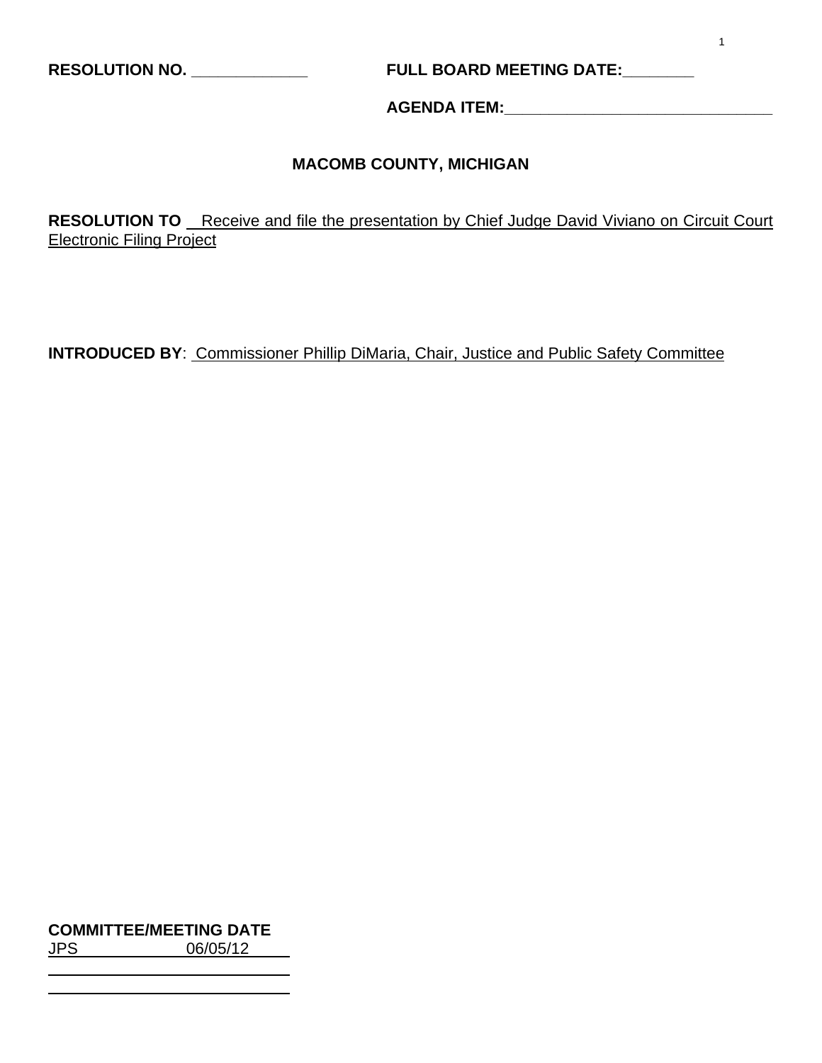**RESOLUTION NO. _____________** **FULL BOARD MEETING DATE:________**

**AGENDA ITEM:_______________________________**

**MACOMB COUNTY, MICHIGAN**

**RESOLUTION TO** Receive and file the presentation by Chief Judge David Viviano on Circuit Court Electronic Filing Project

**INTRODUCED BY**: Commissioner Phillip DiMaria, Chair, Justice and Public Safety Committee

**COMMITTEE/MEETING DATE**

JPS 06/05/12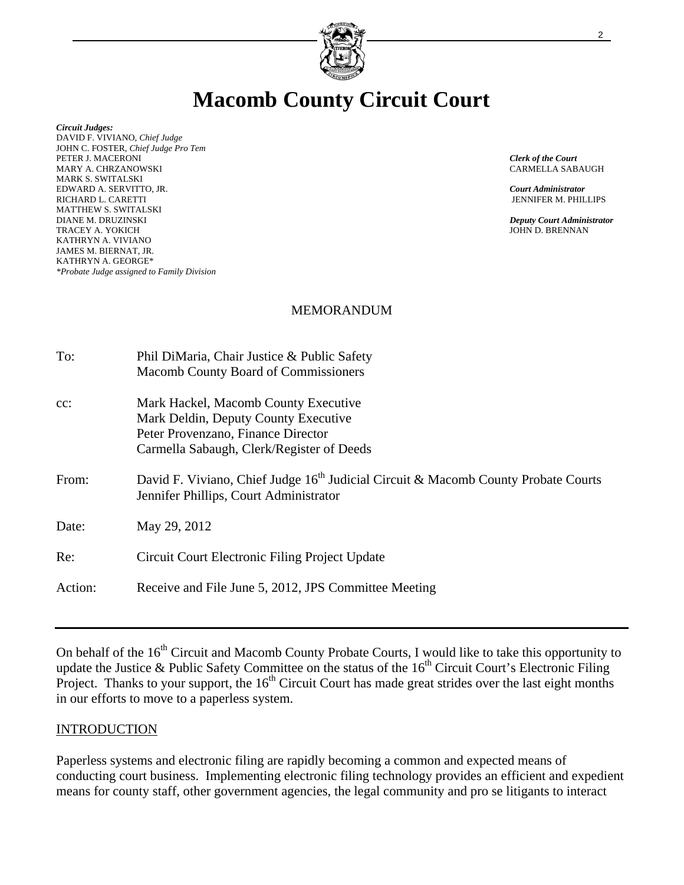# Macomb County Circuit Court

***Circuit Judges:***
DAVID F. VIVIANO, *Chief Judge*
JOHN C. FOSTER, *Chief Judge Pro Tem*
PETER J. MACERONI
MARY A. CHRZANOWSKI
MARK S. SWITALSKI
EDWARD A. SERVITTO, JR.
RICHARD L. CARETTI
MATTHEW S. SWITALSKI
DIANE M. DRUZINSKI
TRACEY A. YOKICH
KATHRYN A. VIVIANO
JAMES M. BIERNAT, JR.
KATHRYN A. GEORGE*
*\*Probate Judge assigned to Family Division*

***Clerk of the Court***
CARMELLA SABAUGH

***Court Administrator***
JENNIFER M. PHILLIPS

***Deputy Court Administrator***
JOHN D. BRENNAN

MEMORANDUM

| | |
|---|---|
| To: | Phil DiMaria, Chair Justice & Public Safety<br>Macomb County Board of Commissioners |
| cc: | Mark Hackel, Macomb County Executive<br>Mark Deldin, Deputy County Executive<br>Peter Provenzano, Finance Director<br>Carmella Sabaugh, Clerk/Register of Deeds |
| From: | David F. Viviano, Chief Judge 16th Judicial Circuit & Macomb County Probate Courts<br>Jennifer Phillips, Court Administrator |
| Date: | May 29, 2012 |
| Re: | Circuit Court Electronic Filing Project Update |
| Action: | Receive and File June 5, 2012, JPS Committee Meeting |

---

On behalf of the 16th Circuit and Macomb County Probate Courts, I would like to take this opportunity to update the Justice & Public Safety Committee on the status of the 16th Circuit Court's Electronic Filing Project. Thanks to your support, the 16th Circuit Court has made great strides over the last eight months in our efforts to move to a paperless system.

## INTRODUCTION

Paperless systems and electronic filing are rapidly becoming a common and expected means of conducting court business. Implementing electronic filing technology provides an efficient and expedient means for county staff, other government agencies, the legal community and pro se litigants to interact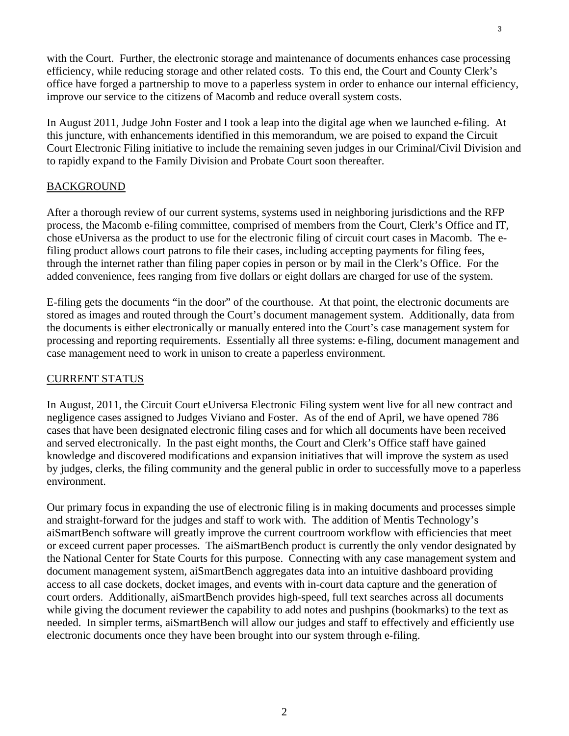with the Court. Further, the electronic storage and maintenance of documents enhances case processing efficiency, while reducing storage and other related costs. To this end, the Court and County Clerk's office have forged a partnership to move to a paperless system in order to enhance our internal efficiency, improve our service to the citizens of Macomb and reduce overall system costs.

In August 2011, Judge John Foster and I took a leap into the digital age when we launched e-filing. At this juncture, with enhancements identified in this memorandum, we are poised to expand the Circuit Court Electronic Filing initiative to include the remaining seven judges in our Criminal/Civil Division and to rapidly expand to the Family Division and Probate Court soon thereafter.

## BACKGROUND

After a thorough review of our current systems, systems used in neighboring jurisdictions and the RFP process, the Macomb e-filing committee, comprised of members from the Court, Clerk's Office and IT, chose eUniversa as the product to use for the electronic filing of circuit court cases in Macomb. The e-filing product allows court patrons to file their cases, including accepting payments for filing fees, through the internet rather than filing paper copies in person or by mail in the Clerk's Office. For the added convenience, fees ranging from five dollars or eight dollars are charged for use of the system.

E-filing gets the documents "in the door" of the courthouse. At that point, the electronic documents are stored as images and routed through the Court's document management system. Additionally, data from the documents is either electronically or manually entered into the Court's case management system for processing and reporting requirements. Essentially all three systems: e-filing, document management and case management need to work in unison to create a paperless environment.

## CURRENT STATUS

In August, 2011, the Circuit Court eUniversa Electronic Filing system went live for all new contract and negligence cases assigned to Judges Viviano and Foster. As of the end of April, we have opened 786 cases that have been designated electronic filing cases and for which all documents have been received and served electronically. In the past eight months, the Court and Clerk's Office staff have gained knowledge and discovered modifications and expansion initiatives that will improve the system as used by judges, clerks, the filing community and the general public in order to successfully move to a paperless environment.

Our primary focus in expanding the use of electronic filing is in making documents and processes simple and straight-forward for the judges and staff to work with. The addition of Mentis Technology's aiSmartBench software will greatly improve the current courtroom workflow with efficiencies that meet or exceed current paper processes. The aiSmartBench product is currently the only vendor designated by the National Center for State Courts for this purpose. Connecting with any case management system and document management system, aiSmartBench aggregates data into an intuitive dashboard providing access to all case dockets, docket images, and events with in-court data capture and the generation of court orders. Additionally, aiSmartBench provides high-speed, full text searches across all documents while giving the document reviewer the capability to add notes and pushpins (bookmarks) to the text as needed. In simpler terms, aiSmartBench will allow our judges and staff to effectively and efficiently use electronic documents once they have been brought into our system through e-filing.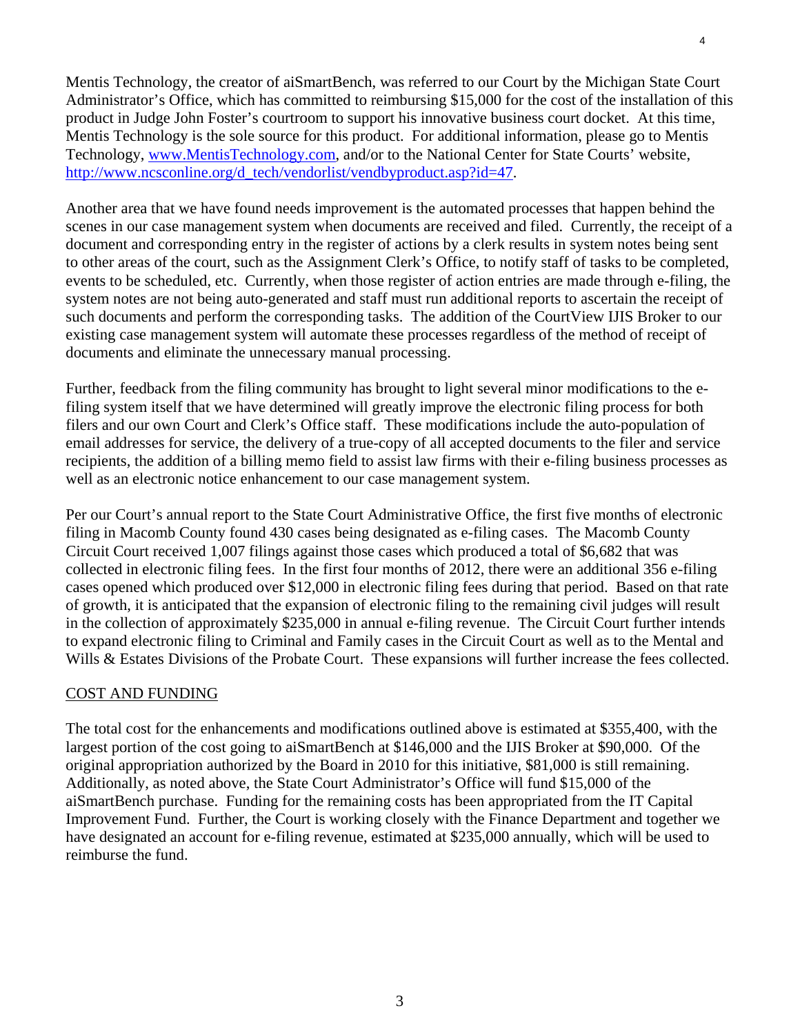Mentis Technology, the creator of aiSmartBench, was referred to our Court by the Michigan State Court Administrator's Office, which has committed to reimbursing $15,000 for the cost of the installation of this product in Judge John Foster's courtroom to support his innovative business court docket. At this time, Mentis Technology is the sole source for this product. For additional information, please go to Mentis Technology, [www.MentisTechnology.com](http://www.MentisTechnology.com), and/or to the National Center for State Courts' website, [http://www.ncsconline.org/d_tech/vendorlist/vendbyproduct.asp?id=47](http://www.ncsconline.org/d_tech/vendorlist/vendbyproduct.asp?id=47).

Another area that we have found needs improvement is the automated processes that happen behind the scenes in our case management system when documents are received and filed. Currently, the receipt of a document and corresponding entry in the register of actions by a clerk results in system notes being sent to other areas of the court, such as the Assignment Clerk's Office, to notify staff of tasks to be completed, events to be scheduled, etc. Currently, when those register of action entries are made through e-filing, the system notes are not being auto-generated and staff must run additional reports to ascertain the receipt of such documents and perform the corresponding tasks. The addition of the CourtView IJIS Broker to our existing case management system will automate these processes regardless of the method of receipt of documents and eliminate the unnecessary manual processing.

Further, feedback from the filing community has brought to light several minor modifications to the e-filing system itself that we have determined will greatly improve the electronic filing process for both filers and our own Court and Clerk's Office staff. These modifications include the auto-population of email addresses for service, the delivery of a true-copy of all accepted documents to the filer and service recipients, the addition of a billing memo field to assist law firms with their e-filing business processes as well as an electronic notice enhancement to our case management system.

Per our Court's annual report to the State Court Administrative Office, the first five months of electronic filing in Macomb County found 430 cases being designated as e-filing cases. The Macomb County Circuit Court received 1,007 filings against those cases which produced a total of $6,682 that was collected in electronic filing fees. In the first four months of 2012, there were an additional 356 e-filing cases opened which produced over $12,000 in electronic filing fees during that period. Based on that rate of growth, it is anticipated that the expansion of electronic filing to the remaining civil judges will result in the collection of approximately $235,000 in annual e-filing revenue. The Circuit Court further intends to expand electronic filing to Criminal and Family cases in the Circuit Court as well as to the Mental and Wills & Estates Divisions of the Probate Court. These expansions will further increase the fees collected.

## COST AND FUNDING

The total cost for the enhancements and modifications outlined above is estimated at $355,400, with the largest portion of the cost going to aiSmartBench at $146,000 and the IJIS Broker at $90,000. Of the original appropriation authorized by the Board in 2010 for this initiative, $81,000 is still remaining. Additionally, as noted above, the State Court Administrator's Office will fund $15,000 of the aiSmartBench purchase. Funding for the remaining costs has been appropriated from the IT Capital Improvement Fund. Further, the Court is working closely with the Finance Department and together we have designated an account for e-filing revenue, estimated at $235,000 annually, which will be used to reimburse the fund.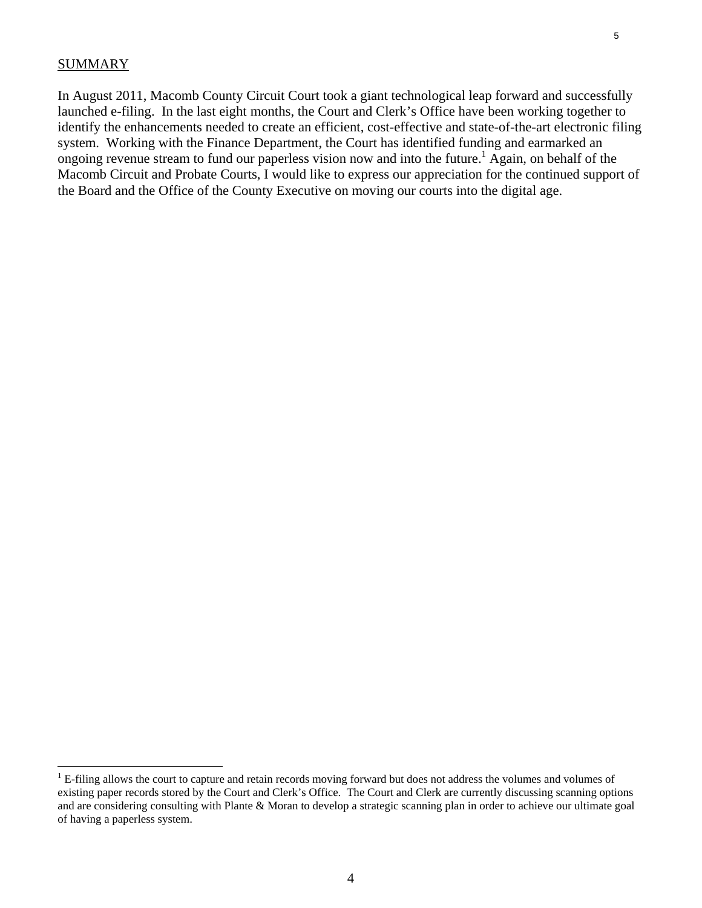SUMMARY

In August 2011, Macomb County Circuit Court took a giant technological leap forward and successfully launched e-filing. In the last eight months, the Court and Clerk's Office have been working together to identify the enhancements needed to create an efficient, cost-effective and state-of-the-art electronic filing system. Working with the Finance Department, the Court has identified funding and earmarked an ongoing revenue stream to fund our paperless vision now and into the future.[1] Again, on behalf of the Macomb Circuit and Probate Courts, I would like to express our appreciation for the continued support of the Board and the Office of the County Executive on moving our courts into the digital age.

---

[1] E-filing allows the court to capture and retain records moving forward but does not address the volumes and volumes of existing paper records stored by the Court and Clerk's Office. The Court and Clerk are currently discussing scanning options and are considering consulting with Plante & Moran to develop a strategic scanning plan in order to achieve our ultimate goal of having a paperless system.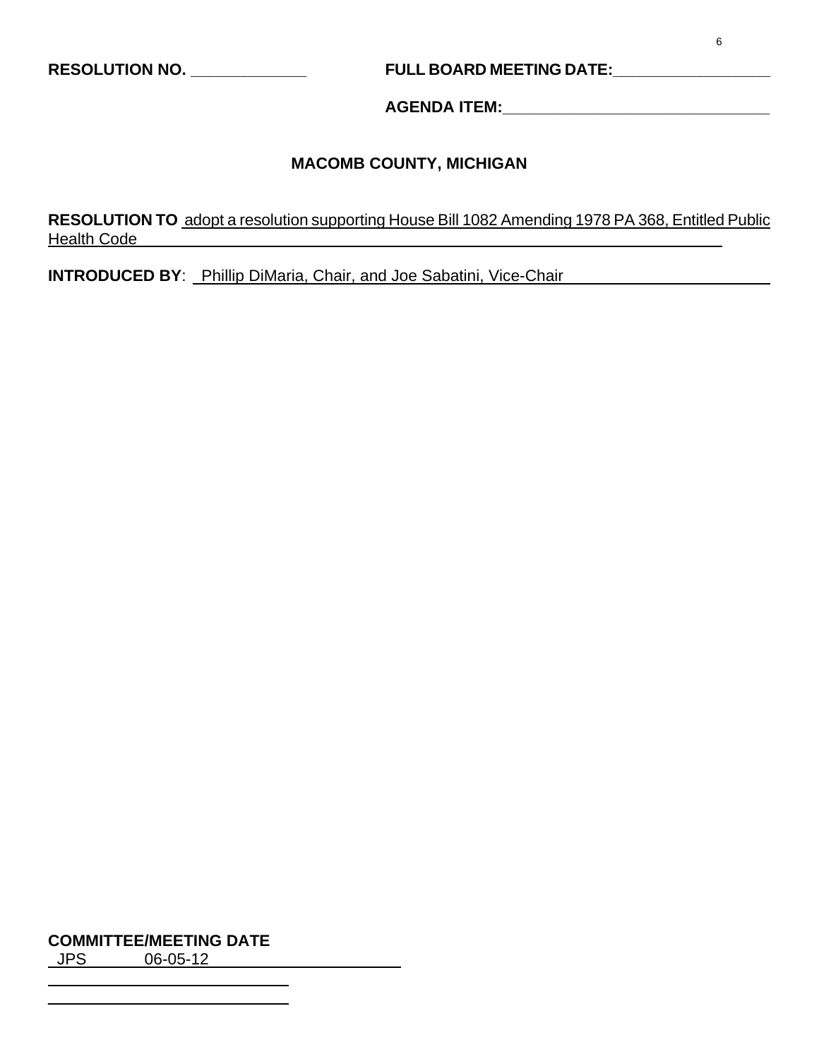**RESOLUTION NO. ____________**

**FULL BOARD MEETING DATE:________________**

**AGENDA ITEM:____________________________**

## MACOMB COUNTY, MICHIGAN

**RESOLUTION TO** adopt a resolution supporting House Bill 1082 Amending 1978 PA 368, Entitled Public Health Code

**INTRODUCED BY**: Phillip DiMaria, Chair, and Joe Sabatini, Vice-Chair

**COMMITTEE/MEETING DATE**

JPS 06-05-12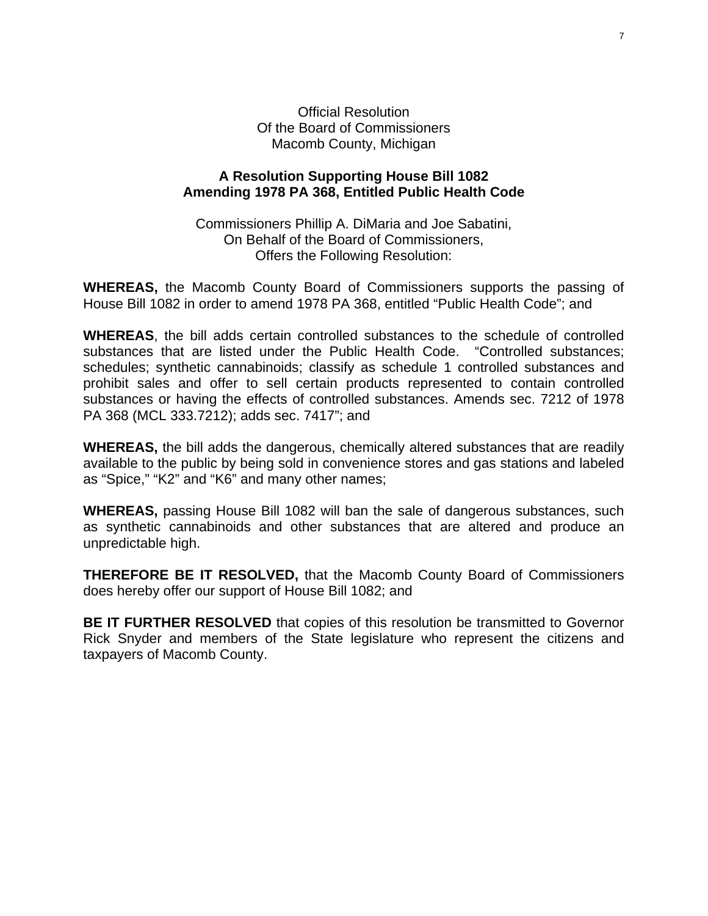Official Resolution
Of the Board of Commissioners
Macomb County, Michigan

## A Resolution Supporting House Bill 1082 Amending 1978 PA 368, Entitled Public Health Code

Commissioners Phillip A. DiMaria and Joe Sabatini,
On Behalf of the Board of Commissioners,
Offers the Following Resolution:

**WHEREAS,** the Macomb County Board of Commissioners supports the passing of House Bill 1082 in order to amend 1978 PA 368, entitled "Public Health Code"; and

**WHEREAS**, the bill adds certain controlled substances to the schedule of controlled substances that are listed under the Public Health Code. "Controlled substances; schedules; synthetic cannabinoids; classify as schedule 1 controlled substances and prohibit sales and offer to sell certain products represented to contain controlled substances or having the effects of controlled substances. Amends sec. 7212 of 1978 PA 368 (MCL 333.7212); adds sec. 7417"; and

**WHEREAS,** the bill adds the dangerous, chemically altered substances that are readily available to the public by being sold in convenience stores and gas stations and labeled as "Spice," "K2" and "K6" and many other names;

**WHEREAS,** passing House Bill 1082 will ban the sale of dangerous substances, such as synthetic cannabinoids and other substances that are altered and produce an unpredictable high.

**THEREFORE BE IT RESOLVED,** that the Macomb County Board of Commissioners does hereby offer our support of House Bill 1082; and

**BE IT FURTHER RESOLVED** that copies of this resolution be transmitted to Governor Rick Snyder and members of the State legislature who represent the citizens and taxpayers of Macomb County.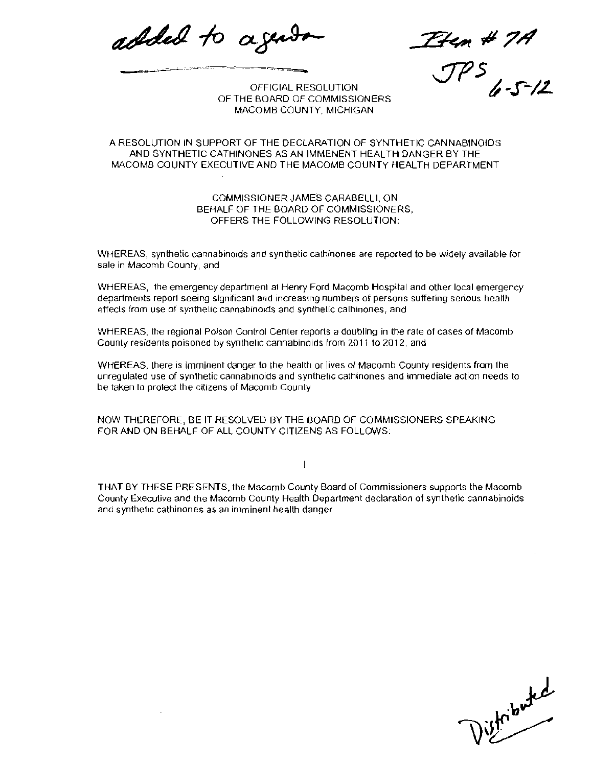added to agenda

Item # 7A
JPS 6-5-12

OFFICIAL RESOLUTION
OF THE BOARD OF COMMISSIONERS
MACOMB COUNTY, MICHIGAN

A RESOLUTION IN SUPPORT OF THE DECLARATION OF SYNTHETIC CANNABINOIDS AND SYNTHETIC CATHINONES AS AN IMMENENT HEALTH DANGER BY THE MACOMB COUNTY EXECUTIVE AND THE MACOMB COUNTY HEALTH DEPARTMENT

COMMISSIONER JAMES CARABELLI, ON BEHALF OF THE BOARD OF COMMISSIONERS, OFFERS THE FOLLOWING RESOLUTION:

WHEREAS, synthetic cannabinoids and synthetic cathinones are reported to be widely available for sale in Macomb County, and

WHEREAS, the emergency department at Henry Ford Macomb Hospital and other local emergency departments report seeing significant and increasing numbers of persons suffering serious health effects from use of synthetic cannabinoids and synthetic cathinones, and

WHEREAS, the regional Poison Control Center reports a doubling in the rate of cases of Macomb County residents poisoned by synthetic cannabinoids from 2011 to 2012, and

WHEREAS, there is imminent danger to the health or lives of Macomb County residents from the unregulated use of synthetic cannabinoids and synthetic cathinones and immediate action needs to be taken to protect the citizens of Macomb County

NOW THEREFORE, BE IT RESOLVED BY THE BOARD OF COMMISSIONERS SPEAKING FOR AND ON BEHALF OF ALL COUNTY CITIZENS AS FOLLOWS:

I

THAT BY THESE PRESENTS, the Macomb County Board of Commissioners supports the Macomb County Executive and the Macomb County Health Department declaration of synthetic cannabinoids and synthetic cathinones as an imminent health danger

Distributed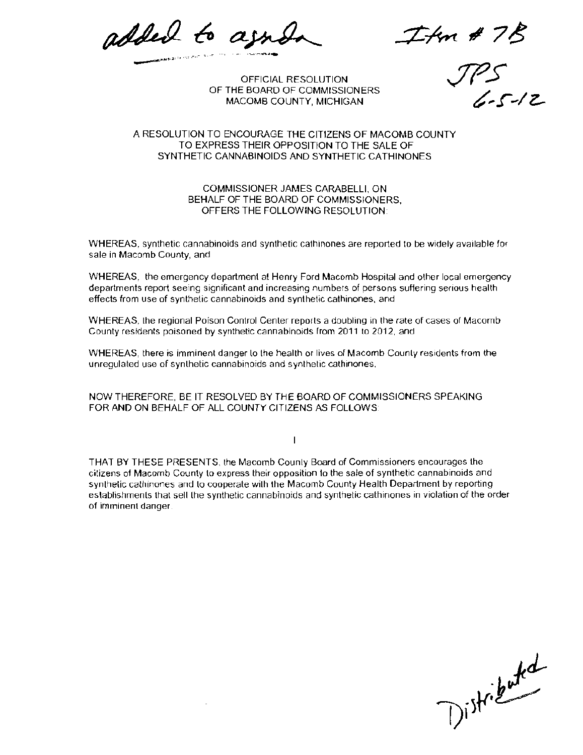added to agenda

Item #7B

JPS
6-5-12

OFFICIAL RESOLUTION
OF THE BOARD OF COMMISSIONERS
MACOMB COUNTY, MICHIGAN

A RESOLUTION TO ENCOURAGE THE CITIZENS OF MACOMB COUNTY TO EXPRESS THEIR OPPOSITION TO THE SALE OF SYNTHETIC CANNABINOIDS AND SYNTHETIC CATHINONES

COMMISSIONER JAMES CARABELLI, ON BEHALF OF THE BOARD OF COMMISSIONERS, OFFERS THE FOLLOWING RESOLUTION:

WHEREAS, synthetic cannabinoids and synthetic cathinones are reported to be widely available for sale in Macomb County, and

WHEREAS, the emergency department at Henry Ford Macomb Hospital and other local emergency departments report seeing significant and increasing numbers of persons suffering serious health effects from use of synthetic cannabinoids and synthetic cathinones, and

WHEREAS, the regional Poison Control Center reports a doubling in the rate of cases of Macomb County residents poisoned by synthetic cannabinoids from 2011 to 2012, and

WHEREAS, there is imminent danger to the health or lives of Macomb County residents from the unregulated use of synthetic cannabinoids and synthetic cathinones,

NOW THEREFORE, BE IT RESOLVED BY THE BOARD OF COMMISSIONERS SPEAKING FOR AND ON BEHALF OF ALL COUNTY CITIZENS AS FOLLOWS:

I

THAT BY THESE PRESENTS, the Macomb County Board of Commissioners encourages the citizens of Macomb County to express their opposition to the sale of synthetic cannabinoids and synthetic cathinones and to cooperate with the Macomb County Health Department by reporting establishments that sell the synthetic cannabinoids and synthetic cathinones in violation of the order of imminent danger.

Distributed